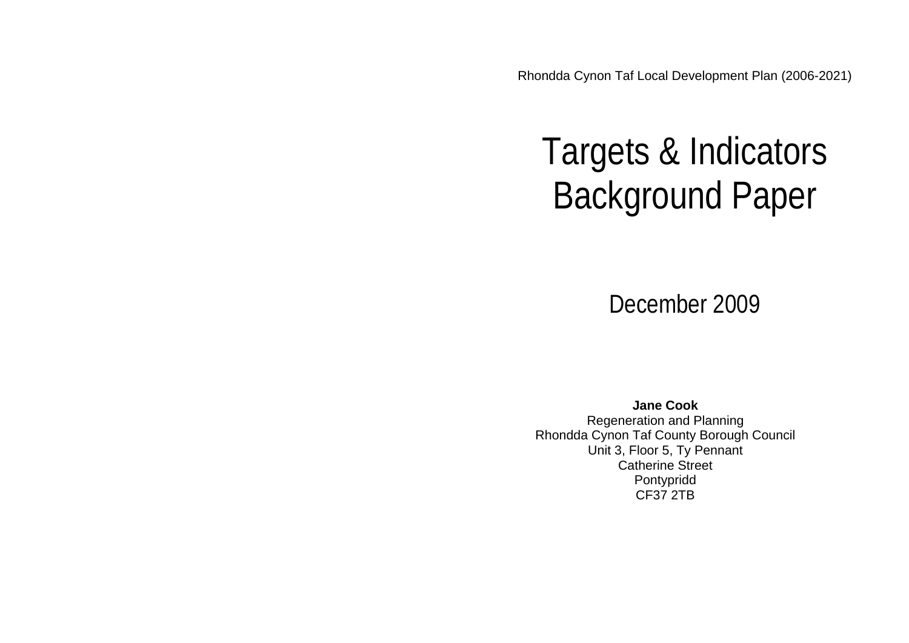Rhondda Cynon Taf Local Development Plan (2006-2021)

# Targets & Indicators Background Paper

## December 2009

**Jane Cook**
Regeneration and Planning
Rhondda Cynon Taf County Borough Council
Unit 3, Floor 5, Ty Pennant
Catherine Street
Pontypridd
CF37 2TB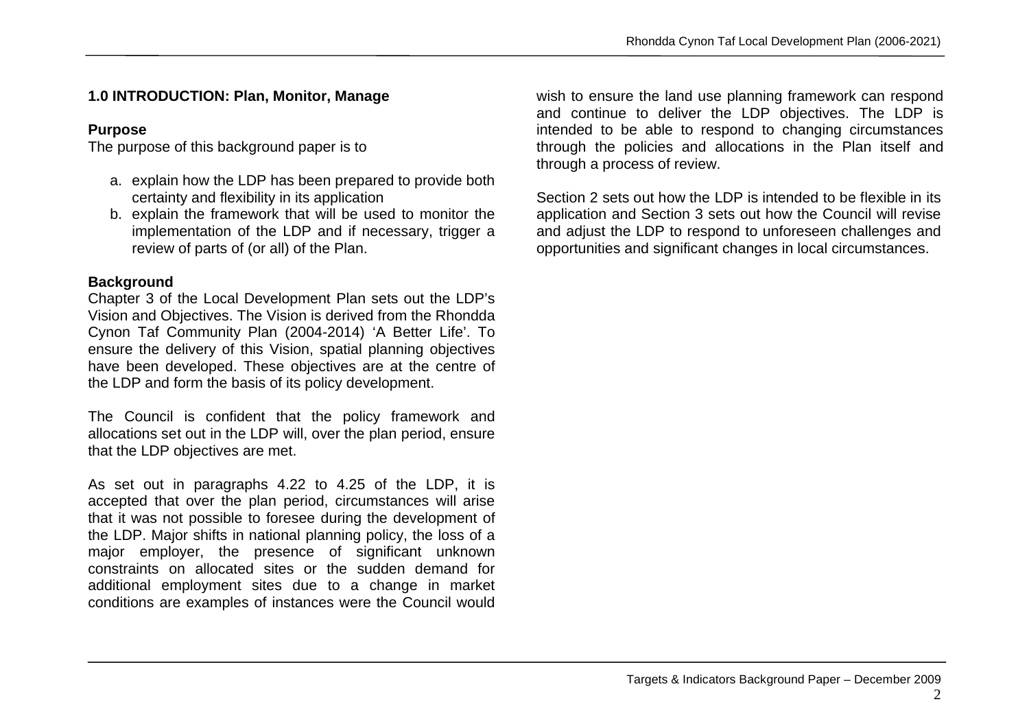## 1.0 INTRODUCTION: Plan, Monitor, Manage

### Purpose

The purpose of this background paper is to

a. explain how the LDP has been prepared to provide both certainty and flexibility in its application
b. explain the framework that will be used to monitor the implementation of the LDP and if necessary, trigger a review of parts of (or all) of the Plan.

### Background

Chapter 3 of the Local Development Plan sets out the LDP's Vision and Objectives. The Vision is derived from the Rhondda Cynon Taf Community Plan (2004-2014) 'A Better Life'. To ensure the delivery of this Vision, spatial planning objectives have been developed. These objectives are at the centre of the LDP and form the basis of its policy development.

The Council is confident that the policy framework and allocations set out in the LDP will, over the plan period, ensure that the LDP objectives are met.

As set out in paragraphs 4.22 to 4.25 of the LDP, it is accepted that over the plan period, circumstances will arise that it was not possible to foresee during the development of the LDP. Major shifts in national planning policy, the loss of a major employer, the presence of significant unknown constraints on allocated sites or the sudden demand for additional employment sites due to a change in market conditions are examples of instances were the Council would wish to ensure the land use planning framework can respond and continue to deliver the LDP objectives. The LDP is intended to be able to respond to changing circumstances through the policies and allocations in the Plan itself and through a process of review.

Section 2 sets out how the LDP is intended to be flexible in its application and Section 3 sets out how the Council will revise and adjust the LDP to respond to unforeseen challenges and opportunities and significant changes in local circumstances.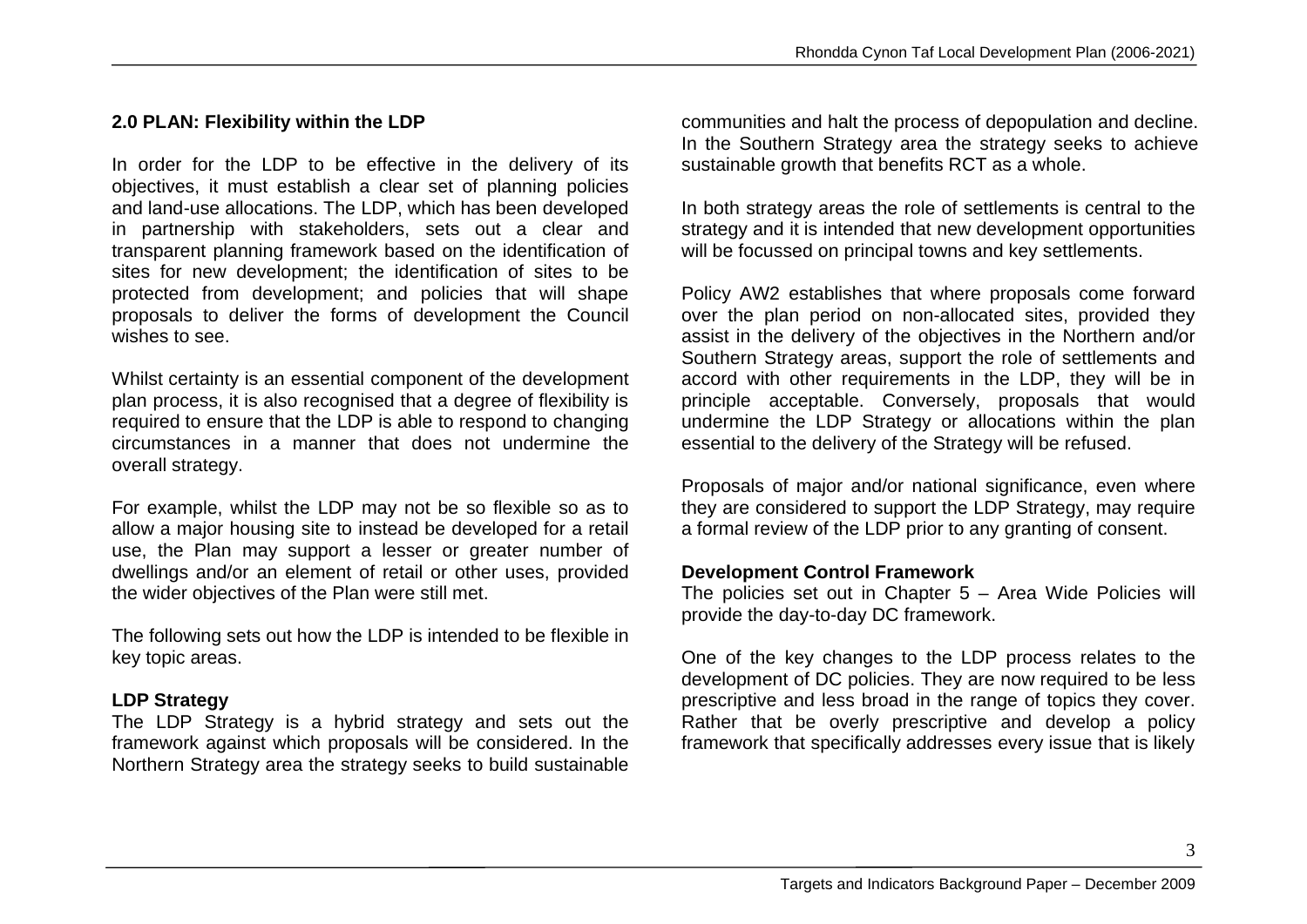## 2.0 PLAN: Flexibility within the LDP

In order for the LDP to be effective in the delivery of its objectives, it must establish a clear set of planning policies and land-use allocations. The LDP, which has been developed in partnership with stakeholders, sets out a clear and transparent planning framework based on the identification of sites for new development; the identification of sites to be protected from development; and policies that will shape proposals to deliver the forms of development the Council wishes to see.

Whilst certainty is an essential component of the development plan process, it is also recognised that a degree of flexibility is required to ensure that the LDP is able to respond to changing circumstances in a manner that does not undermine the overall strategy.

For example, whilst the LDP may not be so flexible so as to allow a major housing site to instead be developed for a retail use, the Plan may support a lesser or greater number of dwellings and/or an element of retail or other uses, provided the wider objectives of the Plan were still met.

The following sets out how the LDP is intended to be flexible in key topic areas.

### LDP Strategy

The LDP Strategy is a hybrid strategy and sets out the framework against which proposals will be considered. In the Northern Strategy area the strategy seeks to build sustainable communities and halt the process of depopulation and decline. In the Southern Strategy area the strategy seeks to achieve sustainable growth that benefits RCT as a whole.

In both strategy areas the role of settlements is central to the strategy and it is intended that new development opportunities will be focussed on principal towns and key settlements.

Policy AW2 establishes that where proposals come forward over the plan period on non-allocated sites, provided they assist in the delivery of the objectives in the Northern and/or Southern Strategy areas, support the role of settlements and accord with other requirements in the LDP, they will be in principle acceptable. Conversely, proposals that would undermine the LDP Strategy or allocations within the plan essential to the delivery of the Strategy will be refused.

Proposals of major and/or national significance, even where they are considered to support the LDP Strategy, may require a formal review of the LDP prior to any granting of consent.

### Development Control Framework

The policies set out in Chapter 5 – Area Wide Policies will provide the day-to-day DC framework.

One of the key changes to the LDP process relates to the development of DC policies. They are now required to be less prescriptive and less broad in the range of topics they cover. Rather that be overly prescriptive and develop a policy framework that specifically addresses every issue that is likely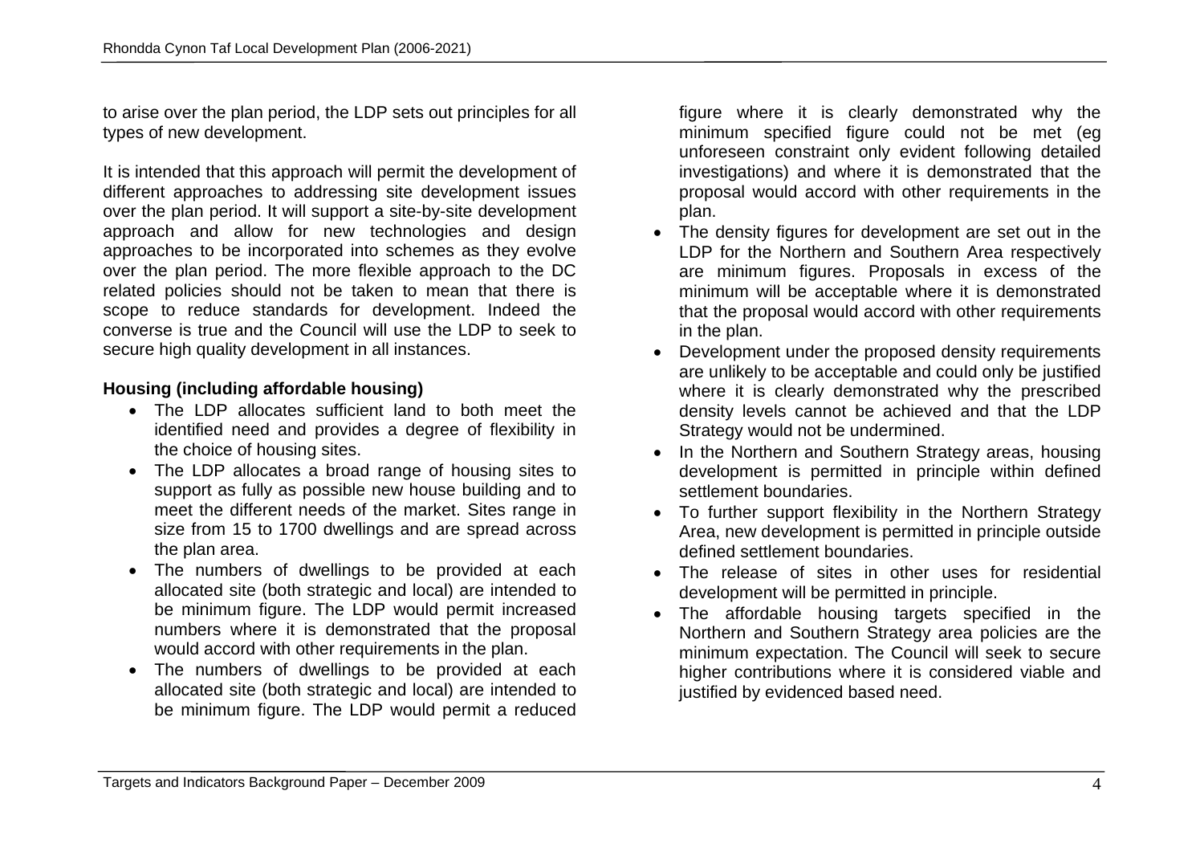to arise over the plan period, the LDP sets out principles for all types of new development.

It is intended that this approach will permit the development of different approaches to addressing site development issues over the plan period. It will support a site-by-site development approach and allow for new technologies and design approaches to be incorporated into schemes as they evolve over the plan period. The more flexible approach to the DC related policies should not be taken to mean that there is scope to reduce standards for development. Indeed the converse is true and the Council will use the LDP to seek to secure high quality development in all instances.

**Housing (including affordable housing)**

- The LDP allocates sufficient land to both meet the identified need and provides a degree of flexibility in the choice of housing sites.
- The LDP allocates a broad range of housing sites to support as fully as possible new house building and to meet the different needs of the market. Sites range in size from 15 to 1700 dwellings and are spread across the plan area.
- The numbers of dwellings to be provided at each allocated site (both strategic and local) are intended to be minimum figure. The LDP would permit increased numbers where it is demonstrated that the proposal would accord with other requirements in the plan.
- The numbers of dwellings to be provided at each allocated site (both strategic and local) are intended to be minimum figure. The LDP would permit a reduced figure where it is clearly demonstrated why the minimum specified figure could not be met (eg unforeseen constraint only evident following detailed investigations) and where it is demonstrated that the proposal would accord with other requirements in the plan.
- The density figures for development are set out in the LDP for the Northern and Southern Area respectively are minimum figures. Proposals in excess of the minimum will be acceptable where it is demonstrated that the proposal would accord with other requirements in the plan.
- Development under the proposed density requirements are unlikely to be acceptable and could only be justified where it is clearly demonstrated why the prescribed density levels cannot be achieved and that the LDP Strategy would not be undermined.
- In the Northern and Southern Strategy areas, housing development is permitted in principle within defined settlement boundaries.
- To further support flexibility in the Northern Strategy Area, new development is permitted in principle outside defined settlement boundaries.
- The release of sites in other uses for residential development will be permitted in principle.
- The affordable housing targets specified in the Northern and Southern Strategy area policies are the minimum expectation. The Council will seek to secure higher contributions where it is considered viable and justified by evidenced based need.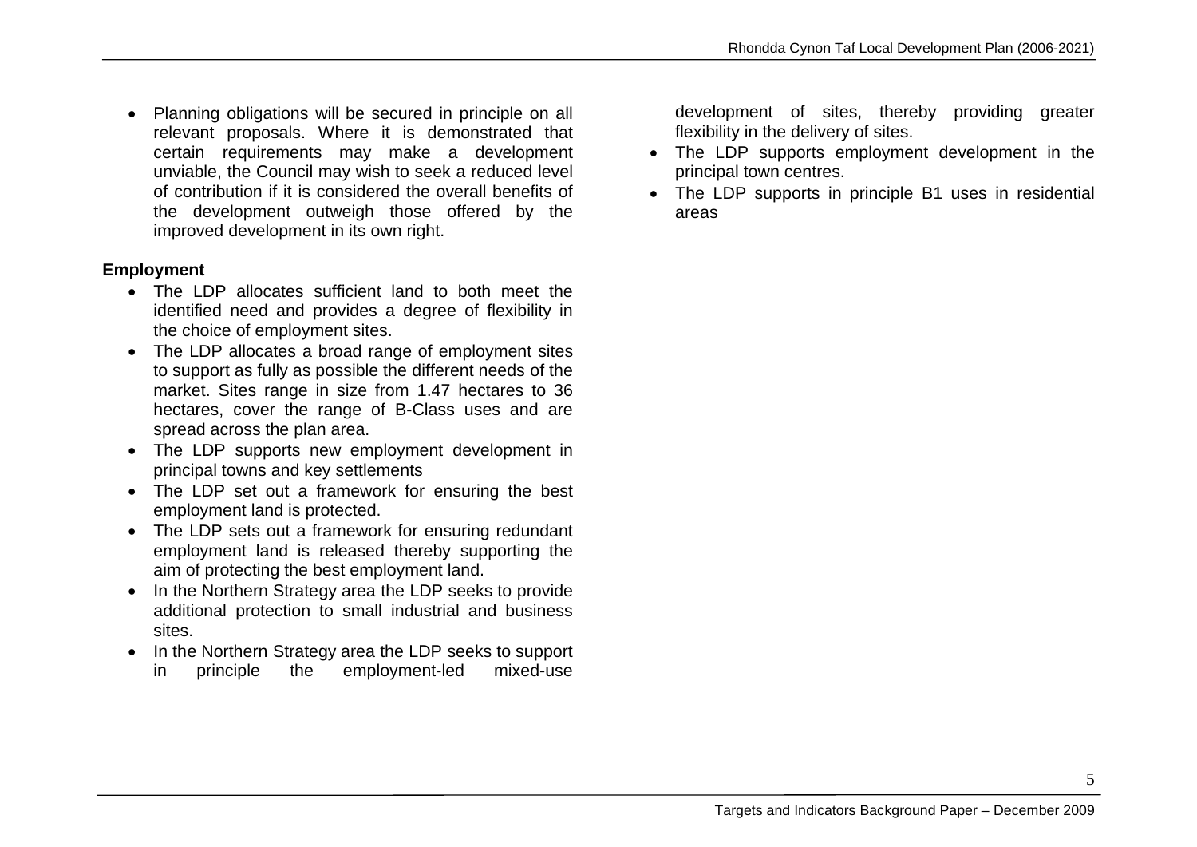- Planning obligations will be secured in principle on all relevant proposals. Where it is demonstrated that certain requirements may make a development unviable, the Council may wish to seek a reduced level of contribution if it is considered the overall benefits of the development outweigh those offered by the improved development in its own right.

**Employment**

- The LDP allocates sufficient land to both meet the identified need and provides a degree of flexibility in the choice of employment sites.
- The LDP allocates a broad range of employment sites to support as fully as possible the different needs of the market. Sites range in size from 1.47 hectares to 36 hectares, cover the range of B-Class uses and are spread across the plan area.
- The LDP supports new employment development in principal towns and key settlements
- The LDP set out a framework for ensuring the best employment land is protected.
- The LDP sets out a framework for ensuring redundant employment land is released thereby supporting the aim of protecting the best employment land.
- In the Northern Strategy area the LDP seeks to provide additional protection to small industrial and business sites.
- In the Northern Strategy area the LDP seeks to support in principle the employment-led mixed-use development of sites, thereby providing greater flexibility in the delivery of sites.
- The LDP supports employment development in the principal town centres.
- The LDP supports in principle B1 uses in residential areas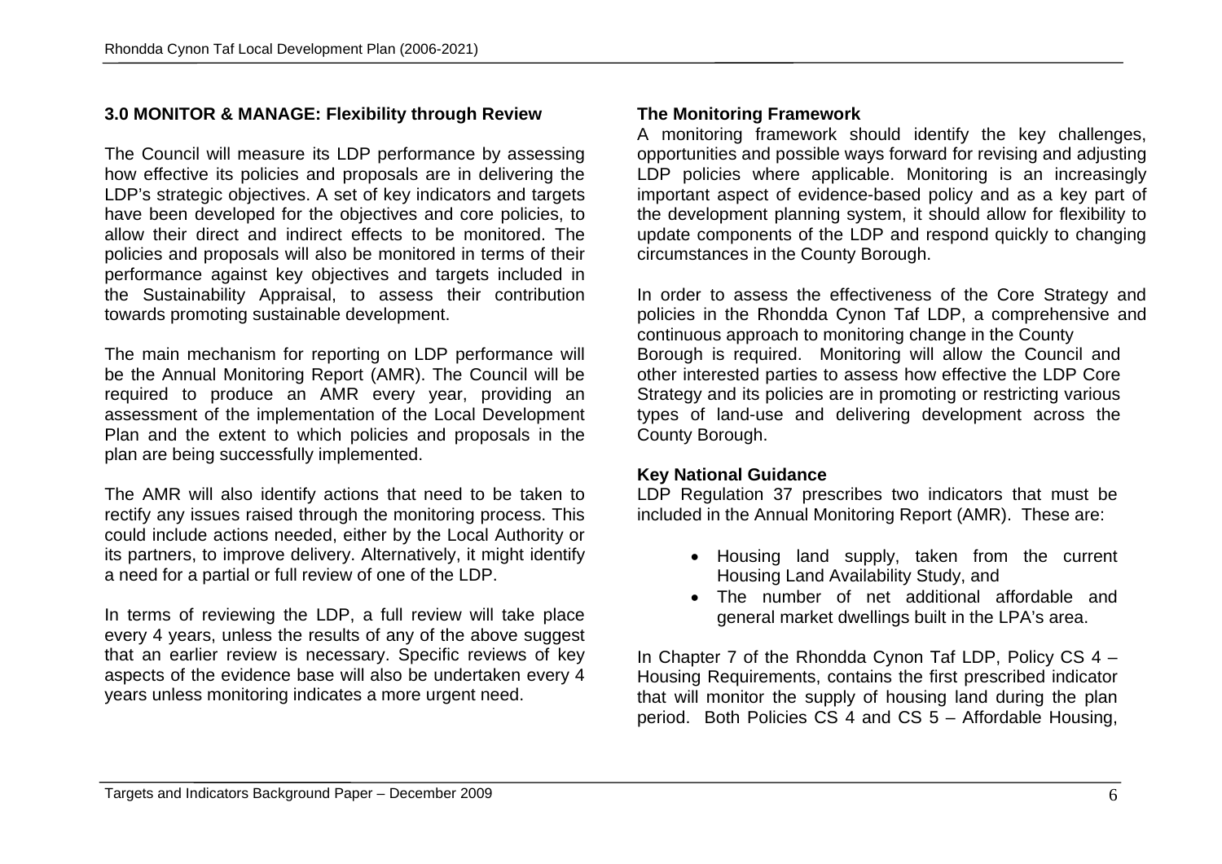## 3.0 MONITOR & MANAGE: Flexibility through Review

The Council will measure its LDP performance by assessing how effective its policies and proposals are in delivering the LDP's strategic objectives. A set of key indicators and targets have been developed for the objectives and core policies, to allow their direct and indirect effects to be monitored. The policies and proposals will also be monitored in terms of their performance against key objectives and targets included in the Sustainability Appraisal, to assess their contribution towards promoting sustainable development.

The main mechanism for reporting on LDP performance will be the Annual Monitoring Report (AMR). The Council will be required to produce an AMR every year, providing an assessment of the implementation of the Local Development Plan and the extent to which policies and proposals in the plan are being successfully implemented.

The AMR will also identify actions that need to be taken to rectify any issues raised through the monitoring process. This could include actions needed, either by the Local Authority or its partners, to improve delivery. Alternatively, it might identify a need for a partial or full review of one of the LDP.

In terms of reviewing the LDP, a full review will take place every 4 years, unless the results of any of the above suggest that an earlier review is necessary. Specific reviews of key aspects of the evidence base will also be undertaken every 4 years unless monitoring indicates a more urgent need.

### The Monitoring Framework

A monitoring framework should identify the key challenges, opportunities and possible ways forward for revising and adjusting LDP policies where applicable. Monitoring is an increasingly important aspect of evidence-based policy and as a key part of the development planning system, it should allow for flexibility to update components of the LDP and respond quickly to changing circumstances in the County Borough.

In order to assess the effectiveness of the Core Strategy and policies in the Rhondda Cynon Taf LDP, a comprehensive and continuous approach to monitoring change in the County Borough is required. Monitoring will allow the Council and other interested parties to assess how effective the LDP Core Strategy and its policies are in promoting or restricting various types of land-use and delivering development across the County Borough.

### Key National Guidance

LDP Regulation 37 prescribes two indicators that must be included in the Annual Monitoring Report (AMR). These are:

- Housing land supply, taken from the current Housing Land Availability Study, and
- The number of net additional affordable and general market dwellings built in the LPA's area.

In Chapter 7 of the Rhondda Cynon Taf LDP, Policy CS 4 – Housing Requirements, contains the first prescribed indicator that will monitor the supply of housing land during the plan period. Both Policies CS 4 and CS 5 – Affordable Housing,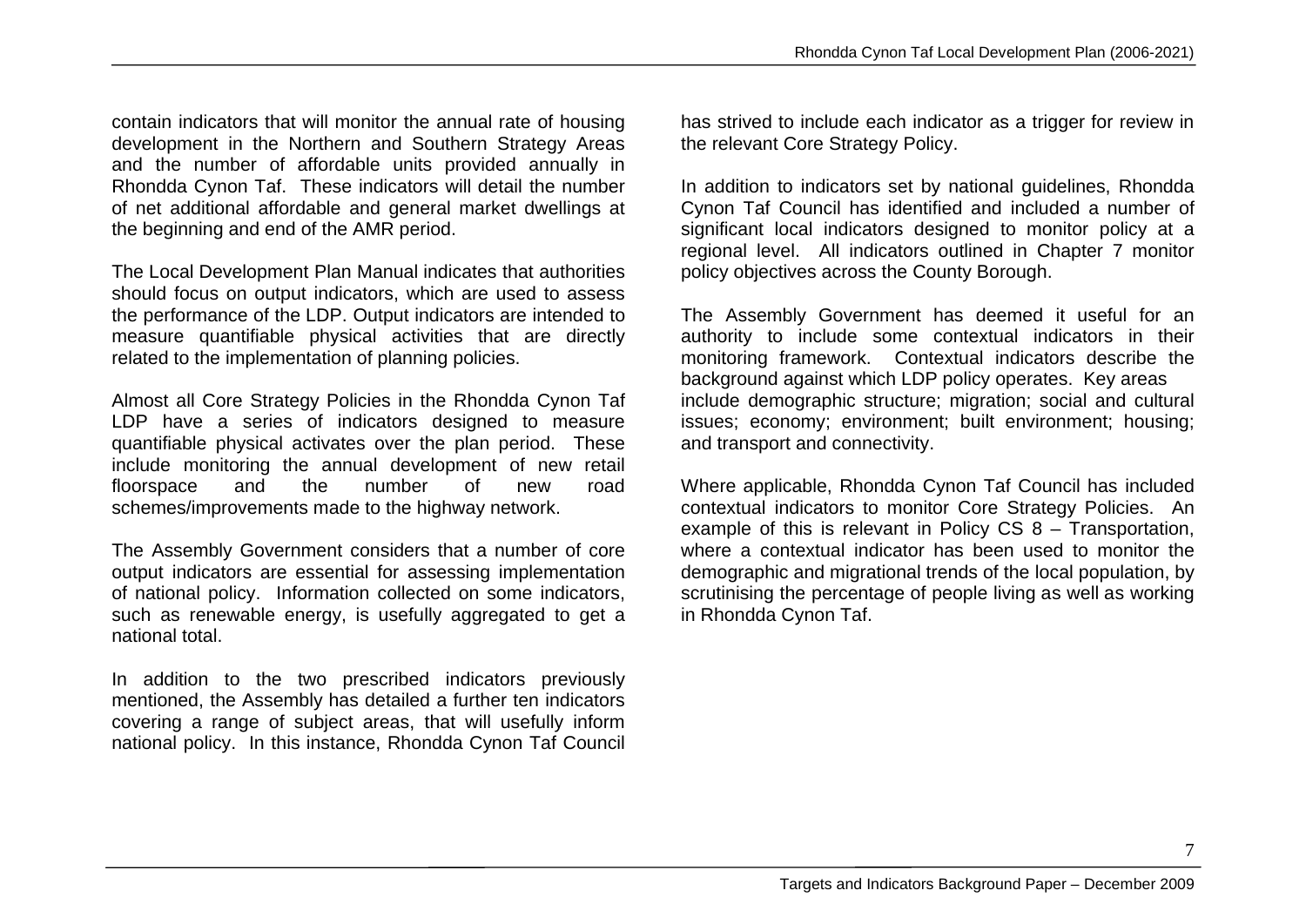contain indicators that will monitor the annual rate of housing development in the Northern and Southern Strategy Areas and the number of affordable units provided annually in Rhondda Cynon Taf. These indicators will detail the number of net additional affordable and general market dwellings at the beginning and end of the AMR period.

The Local Development Plan Manual indicates that authorities should focus on output indicators, which are used to assess the performance of the LDP. Output indicators are intended to measure quantifiable physical activities that are directly related to the implementation of planning policies.

Almost all Core Strategy Policies in the Rhondda Cynon Taf LDP have a series of indicators designed to measure quantifiable physical activates over the plan period. These include monitoring the annual development of new retail floorspace and the number of new road schemes/improvements made to the highway network.

The Assembly Government considers that a number of core output indicators are essential for assessing implementation of national policy. Information collected on some indicators, such as renewable energy, is usefully aggregated to get a national total.

In addition to the two prescribed indicators previously mentioned, the Assembly has detailed a further ten indicators covering a range of subject areas, that will usefully inform national policy. In this instance, Rhondda Cynon Taf Council has strived to include each indicator as a trigger for review in the relevant Core Strategy Policy.

In addition to indicators set by national guidelines, Rhondda Cynon Taf Council has identified and included a number of significant local indicators designed to monitor policy at a regional level. All indicators outlined in Chapter 7 monitor policy objectives across the County Borough.

The Assembly Government has deemed it useful for an authority to include some contextual indicators in their monitoring framework. Contextual indicators describe the background against which LDP policy operates. Key areas include demographic structure; migration; social and cultural issues; economy; environment; built environment; housing; and transport and connectivity.

Where applicable, Rhondda Cynon Taf Council has included contextual indicators to monitor Core Strategy Policies. An example of this is relevant in Policy CS 8 – Transportation, where a contextual indicator has been used to monitor the demographic and migrational trends of the local population, by scrutinising the percentage of people living as well as working in Rhondda Cynon Taf.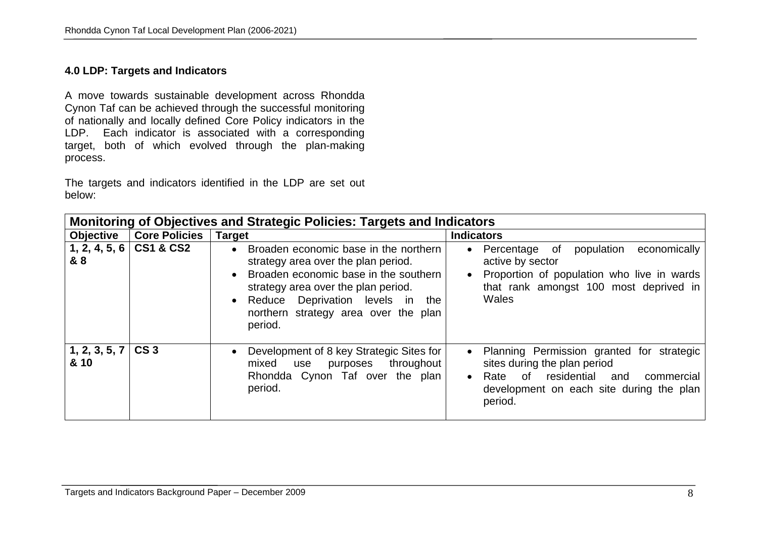## 4.0 LDP: Targets and Indicators

A move towards sustainable development across Rhondda Cynon Taf can be achieved through the successful monitoring of nationally and locally defined Core Policy indicators in the LDP. Each indicator is associated with a corresponding target, both of which evolved through the plan-making process.

The targets and indicators identified in the LDP are set out below:

| **Monitoring of Objectives and Strategic Policies: Targets and Indicators** | | | |
|---|---|---|---|
| **Objective** | **Core Policies** | **Target** | **Indicators** |
| **1, 2, 4, 5, 6 & 8** | **CS1 & CS2** | • Broaden economic base in the northern strategy area over the plan period.<br>• Broaden economic base in the southern strategy area over the plan period.<br>• Reduce Deprivation levels in the northern strategy area over the plan period. | • Percentage of population economically active by sector<br>• Proportion of population who live in wards that rank amongst 100 most deprived in Wales |
| **1, 2, 3, 5, 7 & 10** | **CS 3** | • Development of 8 key Strategic Sites for mixed use purposes throughout Rhondda Cynon Taf over the plan period. | • Planning Permission granted for strategic sites during the plan period<br>• Rate of residential and commercial development on each site during the plan period. |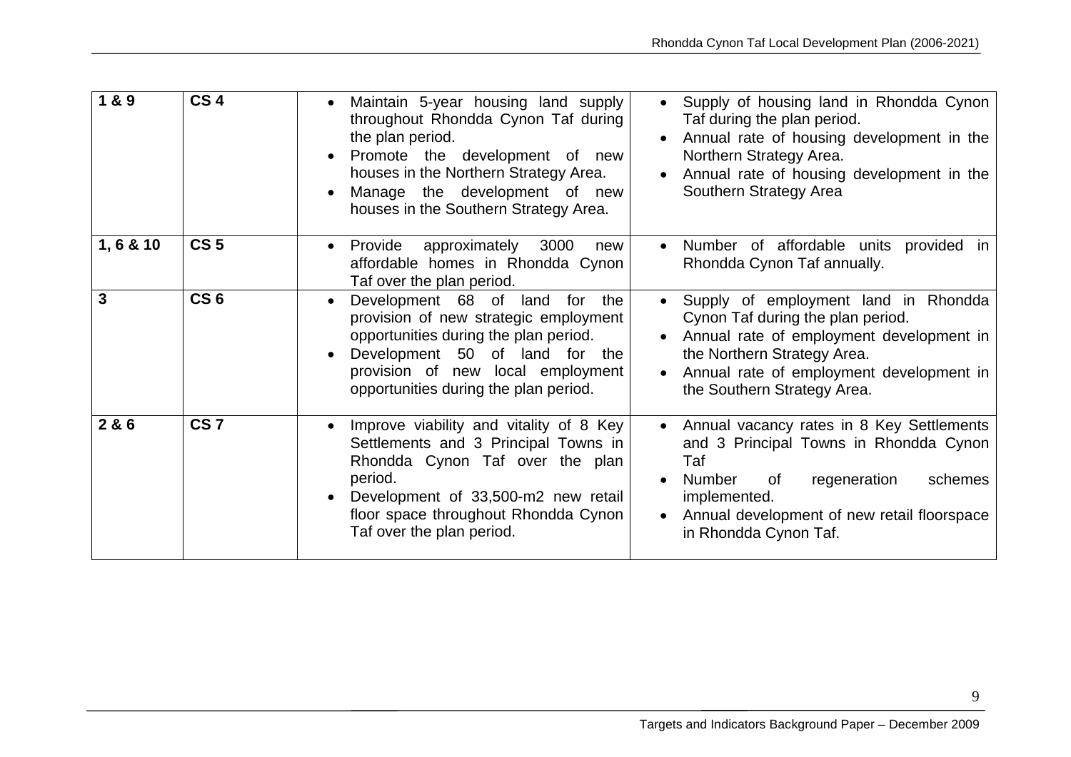| 1 & 9 | CS 4 | • Maintain 5-year housing land supply throughout Rhondda Cynon Taf during the plan period.<br>• Promote the development of new houses in the Northern Strategy Area.<br>• Manage the development of new houses in the Southern Strategy Area. | • Supply of housing land in Rhondda Cynon Taf during the plan period.<br>• Annual rate of housing development in the Northern Strategy Area.<br>• Annual rate of housing development in the Southern Strategy Area |
|---|---|---|---|
| 1, 6 & 10 | CS 5 | • Provide approximately 3000 new affordable homes in Rhondda Cynon Taf over the plan period. | • Number of affordable units provided in Rhondda Cynon Taf annually. |
| 3 | CS 6 | • Development 68 of land for the provision of new strategic employment opportunities during the plan period.<br>• Development 50 of land for the provision of new local employment opportunities during the plan period. | • Supply of employment land in Rhondda Cynon Taf during the plan period.<br>• Annual rate of employment development in the Northern Strategy Area.<br>• Annual rate of employment development in the Southern Strategy Area. |
| 2 & 6 | CS 7 | • Improve viability and vitality of 8 Key Settlements and 3 Principal Towns in Rhondda Cynon Taf over the plan period.<br>• Development of 33,500-m2 new retail floor space throughout Rhondda Cynon Taf over the plan period. | • Annual vacancy rates in 8 Key Settlements and 3 Principal Towns in Rhondda Cynon Taf<br>• Number of regeneration schemes implemented.<br>• Annual development of new retail floorspace in Rhondda Cynon Taf. |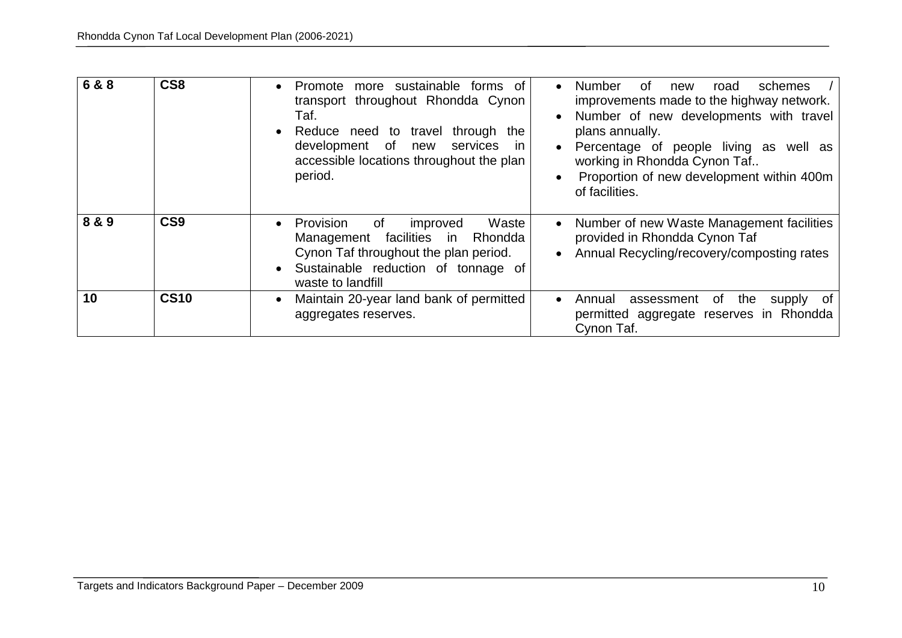| **6 & 8** | **CS8** | • Promote more sustainable forms of transport throughout Rhondda Cynon Taf.<br>• Reduce need to travel through the development of new services in accessible locations throughout the plan period. | • Number of new road schemes / improvements made to the highway network.<br>• Number of new developments with travel plans annually.<br>• Percentage of people living as well as working in Rhondda Cynon Taf..<br>• Proportion of new development within 400m of facilities. |
|---|---|---|---|
| **8 & 9** | **CS9** | • Provision of improved Waste Management facilities in Rhondda Cynon Taf throughout the plan period.<br>• Sustainable reduction of tonnage of waste to landfill | • Number of new Waste Management facilities provided in Rhondda Cynon Taf<br>• Annual Recycling/recovery/composting rates |
| **10** | **CS10** | • Maintain 20-year land bank of permitted aggregates reserves. | • Annual assessment of the supply of permitted aggregate reserves in Rhondda Cynon Taf. |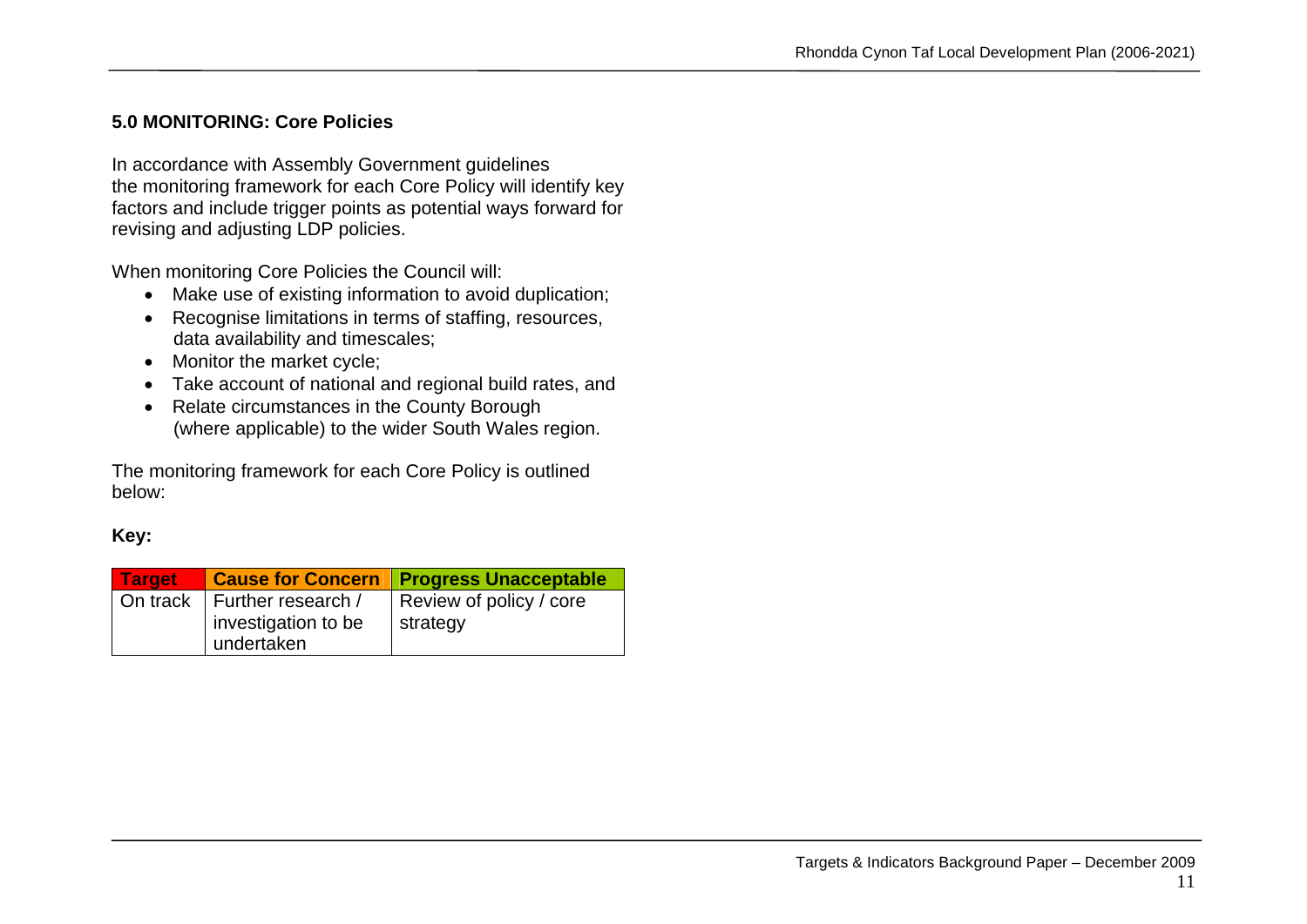### 5.0 MONITORING: Core Policies

In accordance with Assembly Government guidelines the monitoring framework for each Core Policy will identify key factors and include trigger points as potential ways forward for revising and adjusting LDP policies.

When monitoring Core Policies the Council will:

- Make use of existing information to avoid duplication;
- Recognise limitations in terms of staffing, resources, data availability and timescales;
- Monitor the market cycle;
- Take account of national and regional build rates, and
- Relate circumstances in the County Borough (where applicable) to the wider South Wales region.

The monitoring framework for each Core Policy is outlined below:

**Key:**

| Target | Cause for Concern | Progress Unacceptable |
|---|---|---|
| On track | Further research / investigation to be undertaken | Review of policy / core strategy |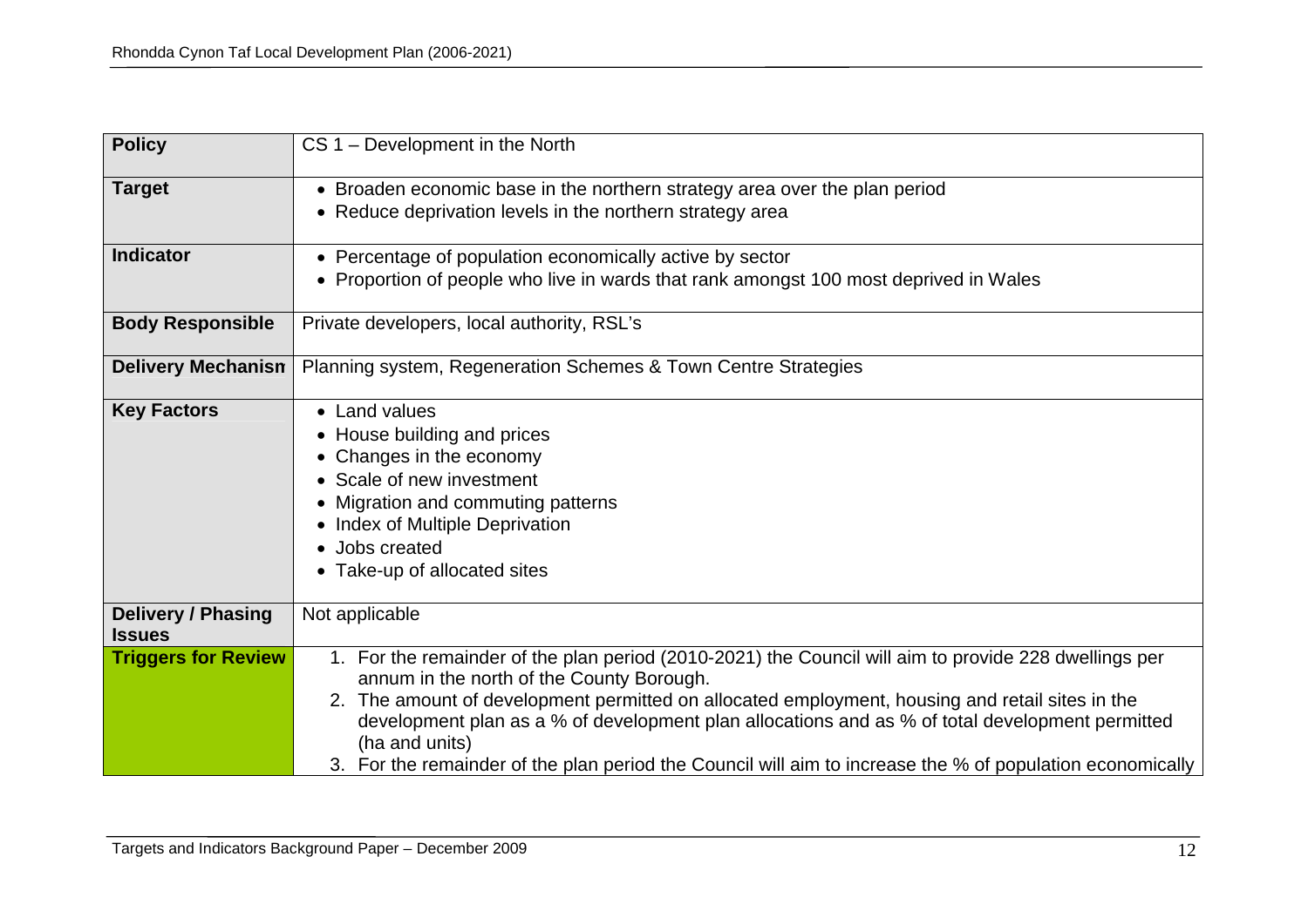| Policy | CS 1 – Development in the North |
|---|---|
| **Target** | • Broaden economic base in the northern strategy area over the plan period<br>• Reduce deprivation levels in the northern strategy area |
| **Indicator** | • Percentage of population economically active by sector<br>• Proportion of people who live in wards that rank amongst 100 most deprived in Wales |
| **Body Responsible** | Private developers, local authority, RSL's |
| **Delivery Mechanism** | Planning system, Regeneration Schemes & Town Centre Strategies |
| **Key Factors** | • Land values<br>• House building and prices<br>• Changes in the economy<br>• Scale of new investment<br>• Migration and commuting patterns<br>• Index of Multiple Deprivation<br>• Jobs created<br>• Take-up of allocated sites |
| **Delivery / Phasing Issues** | Not applicable |
| **Triggers for Review** | 1. For the remainder of the plan period (2010-2021) the Council will aim to provide 228 dwellings per annum in the north of the County Borough.<br>2. The amount of development permitted on allocated employment, housing and retail sites in the development plan as a % of development plan allocations and as % of total development permitted (ha and units)<br>3. For the remainder of the plan period the Council will aim to increase the % of population economically |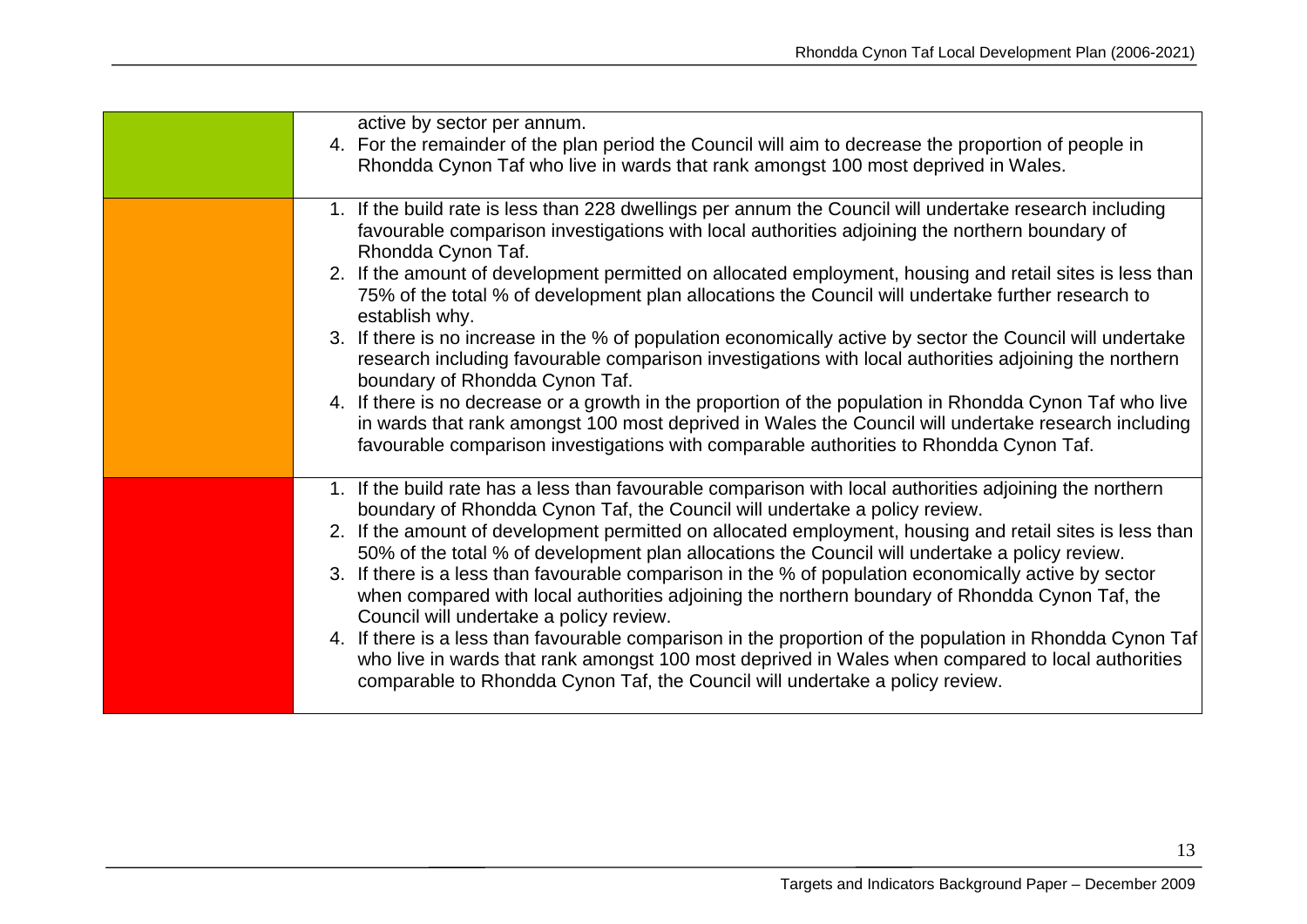| | |
|---|---|
| | active by sector per annum.<br>4. For the remainder of the plan period the Council will aim to decrease the proportion of people in Rhondda Cynon Taf who live in wards that rank amongst 100 most deprived in Wales. |
| | 1. If the build rate is less than 228 dwellings per annum the Council will undertake research including favourable comparison investigations with local authorities adjoining the northern boundary of Rhondda Cynon Taf.<br>2. If the amount of development permitted on allocated employment, housing and retail sites is less than 75% of the total % of development plan allocations the Council will undertake further research to establish why.<br>3. If there is no increase in the % of population economically active by sector the Council will undertake research including favourable comparison investigations with local authorities adjoining the northern boundary of Rhondda Cynon Taf.<br>4. If there is no decrease or a growth in the proportion of the population in Rhondda Cynon Taf who live in wards that rank amongst 100 most deprived in Wales the Council will undertake research including favourable comparison investigations with comparable authorities to Rhondda Cynon Taf. |
| | 1. If the build rate has a less than favourable comparison with local authorities adjoining the northern boundary of Rhondda Cynon Taf, the Council will undertake a policy review.<br>2. If the amount of development permitted on allocated employment, housing and retail sites is less than 50% of the total % of development plan allocations the Council will undertake a policy review.<br>3. If there is a less than favourable comparison in the % of population economically active by sector when compared with local authorities adjoining the northern boundary of Rhondda Cynon Taf, the Council will undertake a policy review.<br>4. If there is a less than favourable comparison in the proportion of the population in Rhondda Cynon Taf who live in wards that rank amongst 100 most deprived in Wales when compared to local authorities comparable to Rhondda Cynon Taf, the Council will undertake a policy review. |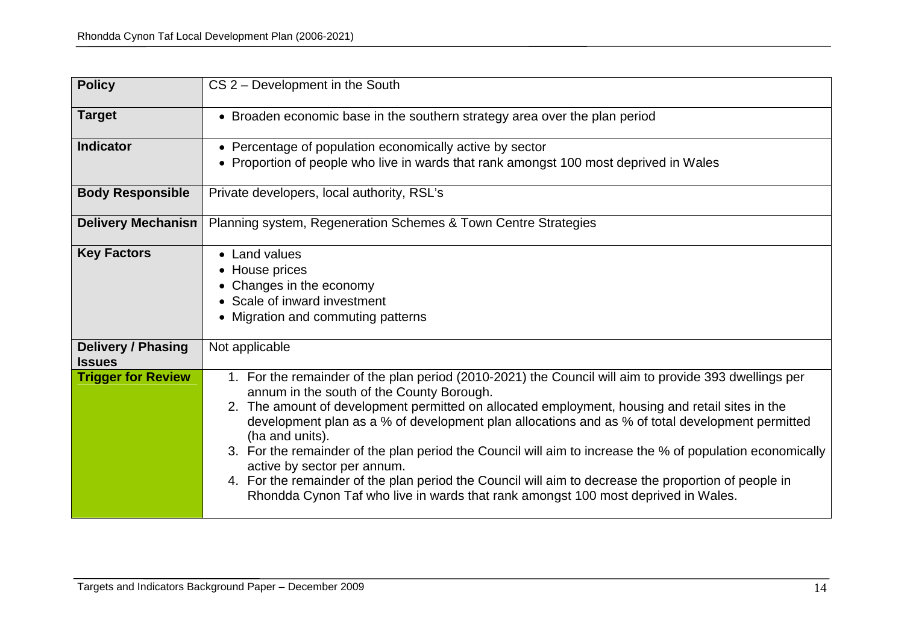| **Policy** | CS 2 – Development in the South |
|---|---|
| **Target** | • Broaden economic base in the southern strategy area over the plan period |
| **Indicator** | • Percentage of population economically active by sector<br>• Proportion of people who live in wards that rank amongst 100 most deprived in Wales |
| **Body Responsible** | Private developers, local authority, RSL's |
| **Delivery Mechanism** | Planning system, Regeneration Schemes & Town Centre Strategies |
| **Key Factors** | • Land values<br>• House prices<br>• Changes in the economy<br>• Scale of inward investment<br>• Migration and commuting patterns |
| **Delivery / Phasing Issues** | Not applicable |
| **Trigger for Review** | 1. For the remainder of the plan period (2010-2021) the Council will aim to provide 393 dwellings per annum in the south of the County Borough.<br>2. The amount of development permitted on allocated employment, housing and retail sites in the development plan as a % of development plan allocations and as % of total development permitted (ha and units).<br>3. For the remainder of the plan period the Council will aim to increase the % of population economically active by sector per annum.<br>4. For the remainder of the plan period the Council will aim to decrease the proportion of people in Rhondda Cynon Taf who live in wards that rank amongst 100 most deprived in Wales. |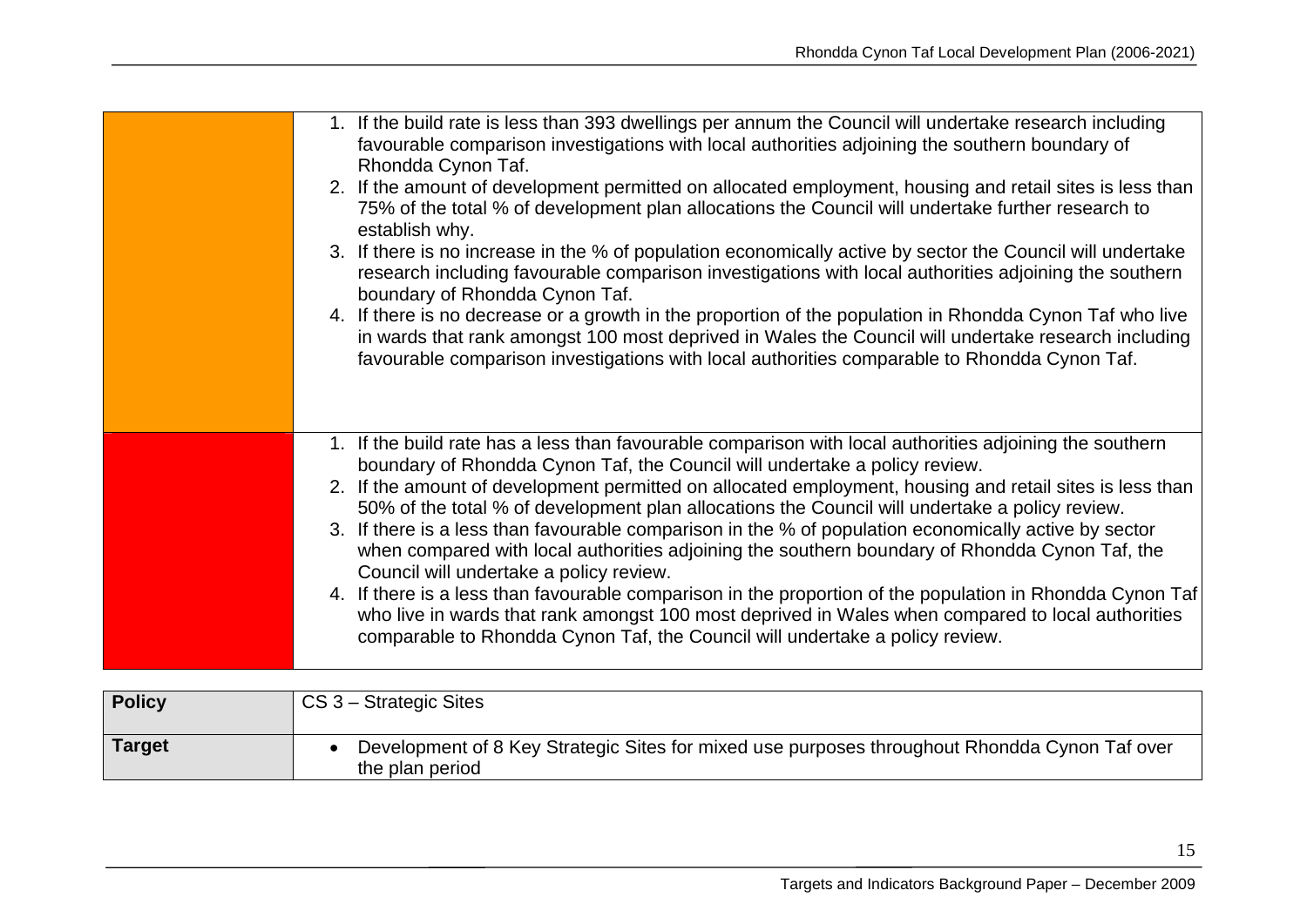|  |  |
|---|---|
|  | 1. If the build rate is less than 393 dwellings per annum the Council will undertake research including favourable comparison investigations with local authorities adjoining the southern boundary of Rhondda Cynon Taf.<br>2. If the amount of development permitted on allocated employment, housing and retail sites is less than 75% of the total % of development plan allocations the Council will undertake further research to establish why.<br>3. If there is no increase in the % of population economically active by sector the Council will undertake research including favourable comparison investigations with local authorities adjoining the southern boundary of Rhondda Cynon Taf.<br>4. If there is no decrease or a growth in the proportion of the population in Rhondda Cynon Taf who live in wards that rank amongst 100 most deprived in Wales the Council will undertake research including favourable comparison investigations with local authorities comparable to Rhondda Cynon Taf. |
|  | 1. If the build rate has a less than favourable comparison with local authorities adjoining the southern boundary of Rhondda Cynon Taf, the Council will undertake a policy review.<br>2. If the amount of development permitted on allocated employment, housing and retail sites is less than 50% of the total % of development plan allocations the Council will undertake a policy review.<br>3. If there is a less than favourable comparison in the % of population economically active by sector when compared with local authorities adjoining the southern boundary of Rhondda Cynon Taf, the Council will undertake a policy review.<br>4. If there is a less than favourable comparison in the proportion of the population in Rhondda Cynon Taf who live in wards that rank amongst 100 most deprived in Wales when compared to local authorities comparable to Rhondda Cynon Taf, the Council will undertake a policy review. |

| **Policy** | CS 3 – Strategic Sites |
|---|---|
| **Target** | • Development of 8 Key Strategic Sites for mixed use purposes throughout Rhondda Cynon Taf over the plan period |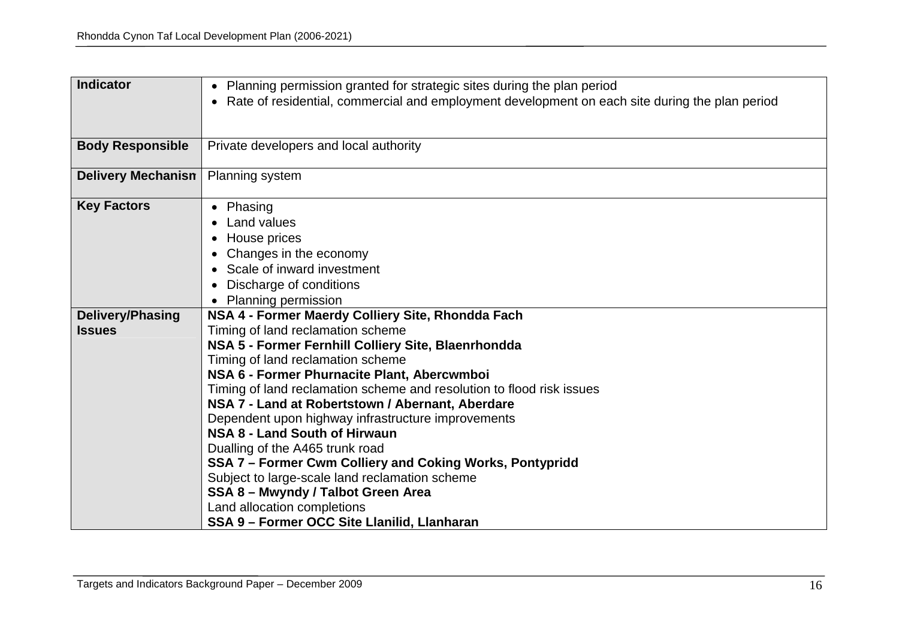| Indicator | • Planning permission granted for strategic sites during the plan period<br>• Rate of residential, commercial and employment development on each site during the plan period |
|---|---|
| **Body Responsible** | Private developers and local authority |
| **Delivery Mechanism** | Planning system |
| **Key Factors** | • Phasing<br>• Land values<br>• House prices<br>• Changes in the economy<br>• Scale of inward investment<br>• Discharge of conditions<br>• Planning permission |
| **Delivery/Phasing Issues** | **NSA 4 - Former Maerdy Colliery Site, Rhondda Fach**<br>Timing of land reclamation scheme<br>**NSA 5 - Former Fernhill Colliery Site, Blaenrhondda**<br>Timing of land reclamation scheme<br>**NSA 6 - Former Phurnacite Plant, Abercwmboi**<br>Timing of land reclamation scheme and resolution to flood risk issues<br>**NSA 7 - Land at Robertstown / Abernant, Aberdare**<br>Dependent upon highway infrastructure improvements<br>**NSA 8 - Land South of Hirwaun**<br>Dualling of the A465 trunk road<br>**SSA 7 – Former Cwm Colliery and Coking Works, Pontypridd**<br>Subject to large-scale land reclamation scheme<br>**SSA 8 – Mwyndy / Talbot Green Area**<br>Land allocation completions<br>**SSA 9 – Former OCC Site Llanilid, Llanharan** |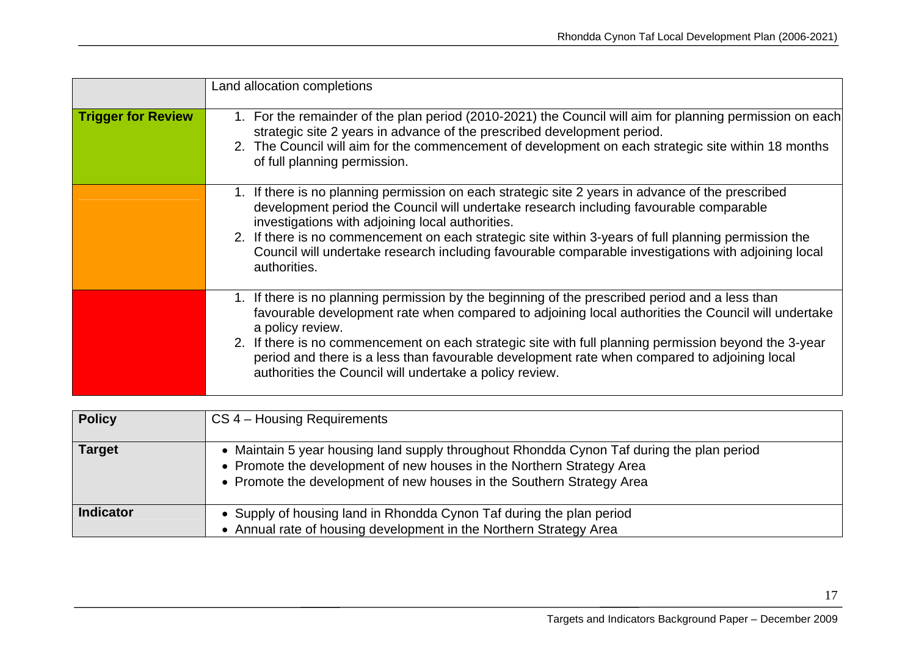|  | Land allocation completions |
|---|---|
| **Trigger for Review** | 1. For the remainder of the plan period (2010-2021) the Council will aim for planning permission on each strategic site 2 years in advance of the prescribed development period.<br>2. The Council will aim for the commencement of development on each strategic site within 18 months of full planning permission. |
|  | 1. If there is no planning permission on each strategic site 2 years in advance of the prescribed development period the Council will undertake research including favourable comparable investigations with adjoining local authorities.<br>2. If there is no commencement on each strategic site within 3-years of full planning permission the Council will undertake research including favourable comparable investigations with adjoining local authorities. |
|  | 1. If there is no planning permission by the beginning of the prescribed period and a less than favourable development rate when compared to adjoining local authorities the Council will undertake a policy review.<br>2. If there is no commencement on each strategic site with full planning permission beyond the 3-year period and there is a less than favourable development rate when compared to adjoining local authorities the Council will undertake a policy review. |

| **Policy** | CS 4 – Housing Requirements |
|---|---|
| **Target** | • Maintain 5 year housing land supply throughout Rhondda Cynon Taf during the plan period<br>• Promote the development of new houses in the Northern Strategy Area<br>• Promote the development of new houses in the Southern Strategy Area |
| **Indicator** | • Supply of housing land in Rhondda Cynon Taf during the plan period<br>• Annual rate of housing development in the Northern Strategy Area |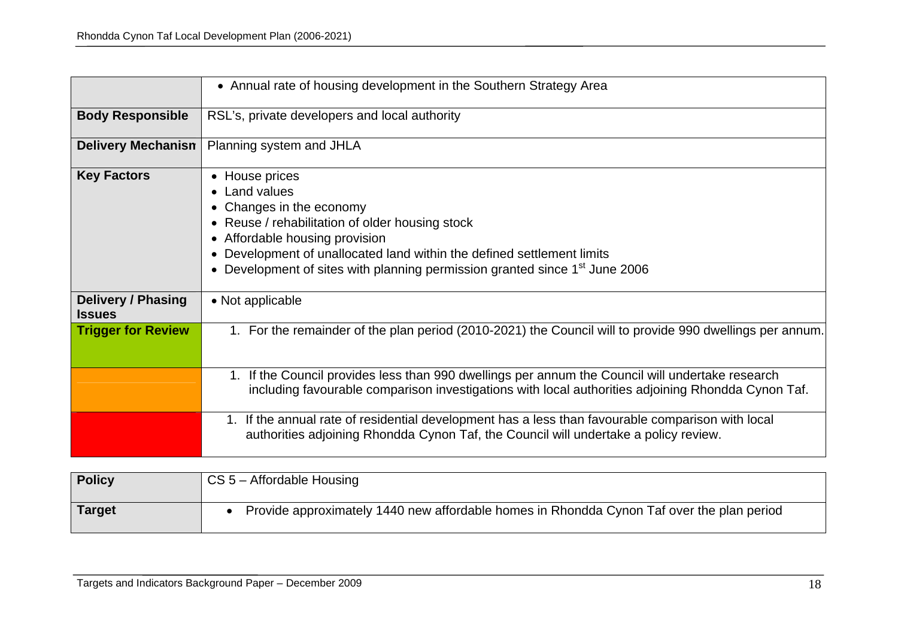| | |
|---|---|
| | • Annual rate of housing development in the Southern Strategy Area |
| **Body Responsible** | RSL's, private developers and local authority |
| **Delivery Mechanism** | Planning system and JHLA |
| **Key Factors** | • House prices<br>• Land values<br>• Changes in the economy<br>• Reuse / rehabilitation of older housing stock<br>• Affordable housing provision<br>• Development of unallocated land within the defined settlement limits<br>• Development of sites with planning permission granted since 1st June 2006 |
| **Delivery / Phasing Issues** | • Not applicable |
| **Trigger for Review** | 1. For the remainder of the plan period (2010-2021) the Council will to provide 990 dwellings per annum. |
| | 1. If the Council provides less than 990 dwellings per annum the Council will undertake research including favourable comparison investigations with local authorities adjoining Rhondda Cynon Taf. |
| | 1. If the annual rate of residential development has a less than favourable comparison with local authorities adjoining Rhondda Cynon Taf, the Council will undertake a policy review. |

| | |
|---|---|
| **Policy** | CS 5 – Affordable Housing |
| **Target** | • Provide approximately 1440 new affordable homes in Rhondda Cynon Taf over the plan period |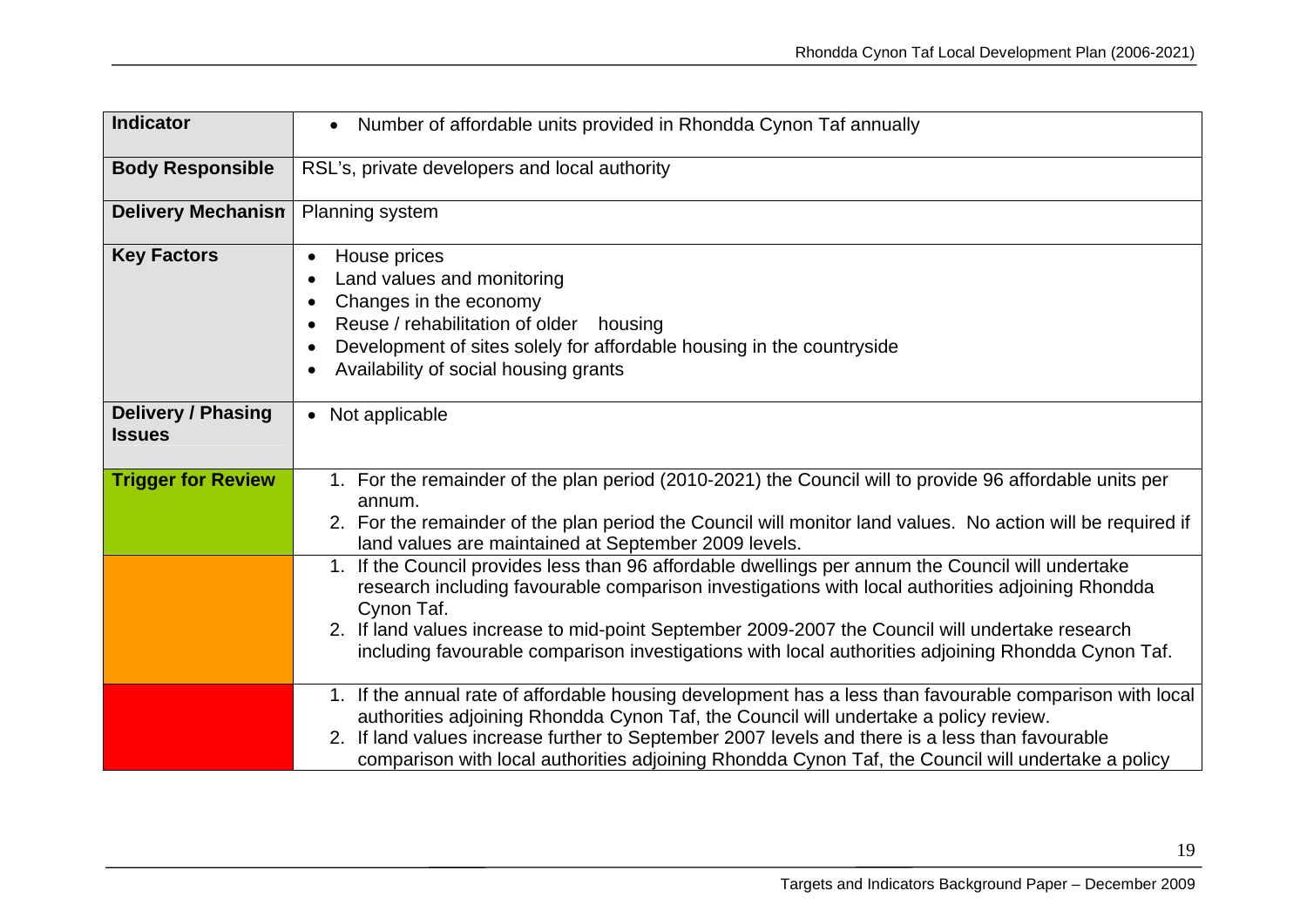| Indicator | • Number of affordable units provided in Rhondda Cynon Taf annually |
|---|---|
| **Body Responsible** | RSL's, private developers and local authority |
| **Delivery Mechanism** | Planning system |
| **Key Factors** | • House prices<br>• Land values and monitoring<br>• Changes in the economy<br>• Reuse / rehabilitation of older housing<br>• Development of sites solely for affordable housing in the countryside<br>• Availability of social housing grants |
| **Delivery / Phasing Issues** | • Not applicable |
| **Trigger for Review** | 1. For the remainder of the plan period (2010-2021) the Council will to provide 96 affordable units per annum.<br>2. For the remainder of the plan period the Council will monitor land values. No action will be required if land values are maintained at September 2009 levels. |
| | 1. If the Council provides less than 96 affordable dwellings per annum the Council will undertake research including favourable comparison investigations with local authorities adjoining Rhondda Cynon Taf.<br>2. If land values increase to mid-point September 2009-2007 the Council will undertake research including favourable comparison investigations with local authorities adjoining Rhondda Cynon Taf. |
| | 1. If the annual rate of affordable housing development has a less than favourable comparison with local authorities adjoining Rhondda Cynon Taf, the Council will undertake a policy review.<br>2. If land values increase further to September 2007 levels and there is a less than favourable comparison with local authorities adjoining Rhondda Cynon Taf, the Council will undertake a policy |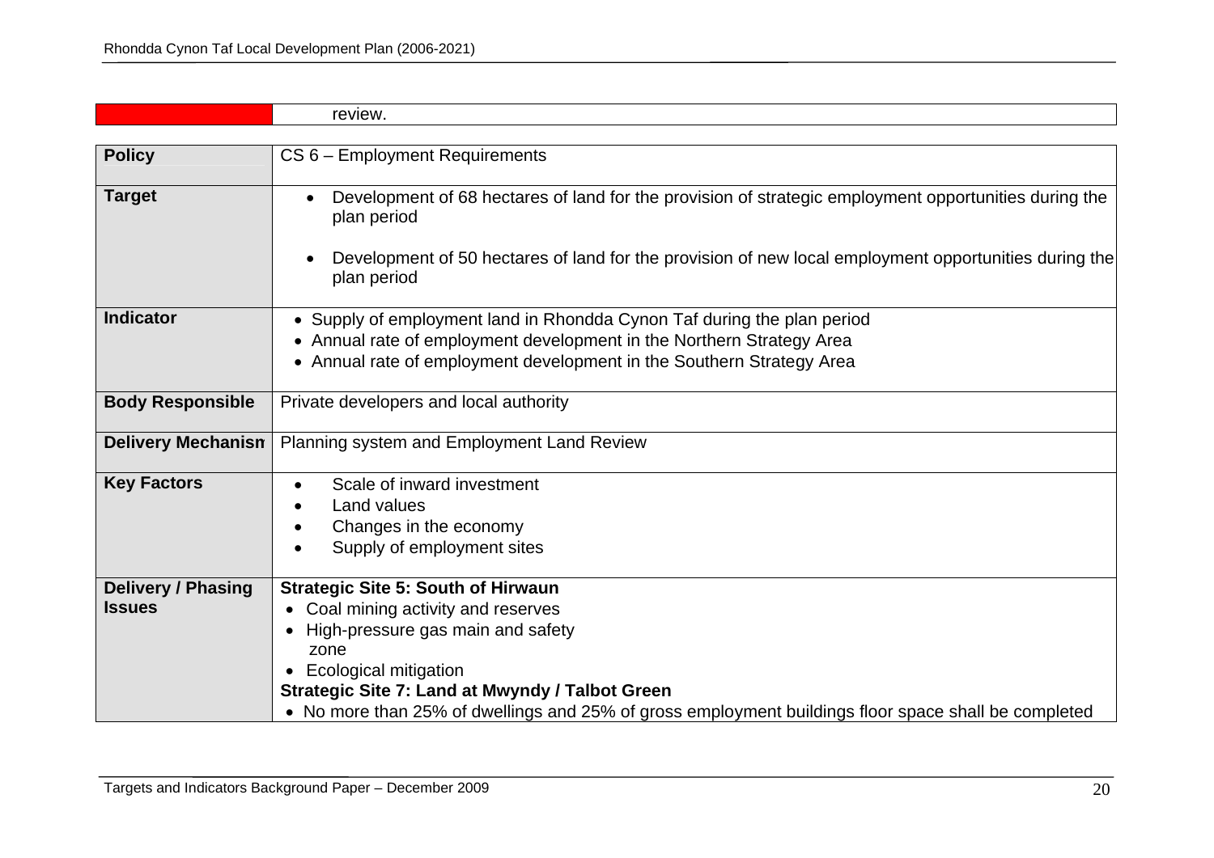| | review. |
|---|---|

| Policy | CS 6 – Employment Requirements |
|---|---|
| **Target** | • Development of 68 hectares of land for the provision of strategic employment opportunities during the plan period<br><br>• Development of 50 hectares of land for the provision of new local employment opportunities during the plan period |
| **Indicator** | • Supply of employment land in Rhondda Cynon Taf during the plan period<br>• Annual rate of employment development in the Northern Strategy Area<br>• Annual rate of employment development in the Southern Strategy Area |
| **Body Responsible** | Private developers and local authority |
| **Delivery Mechanism** | Planning system and Employment Land Review |
| **Key Factors** | • Scale of inward investment<br>• Land values<br>• Changes in the economy<br>• Supply of employment sites |
| **Delivery / Phasing Issues** | **Strategic Site 5: South of Hirwaun**<br>• Coal mining activity and reserves<br>• High-pressure gas main and safety zone<br>• Ecological mitigation<br>**Strategic Site 7: Land at Mwyndy / Talbot Green**<br>• No more than 25% of dwellings and 25% of gross employment buildings floor space shall be completed |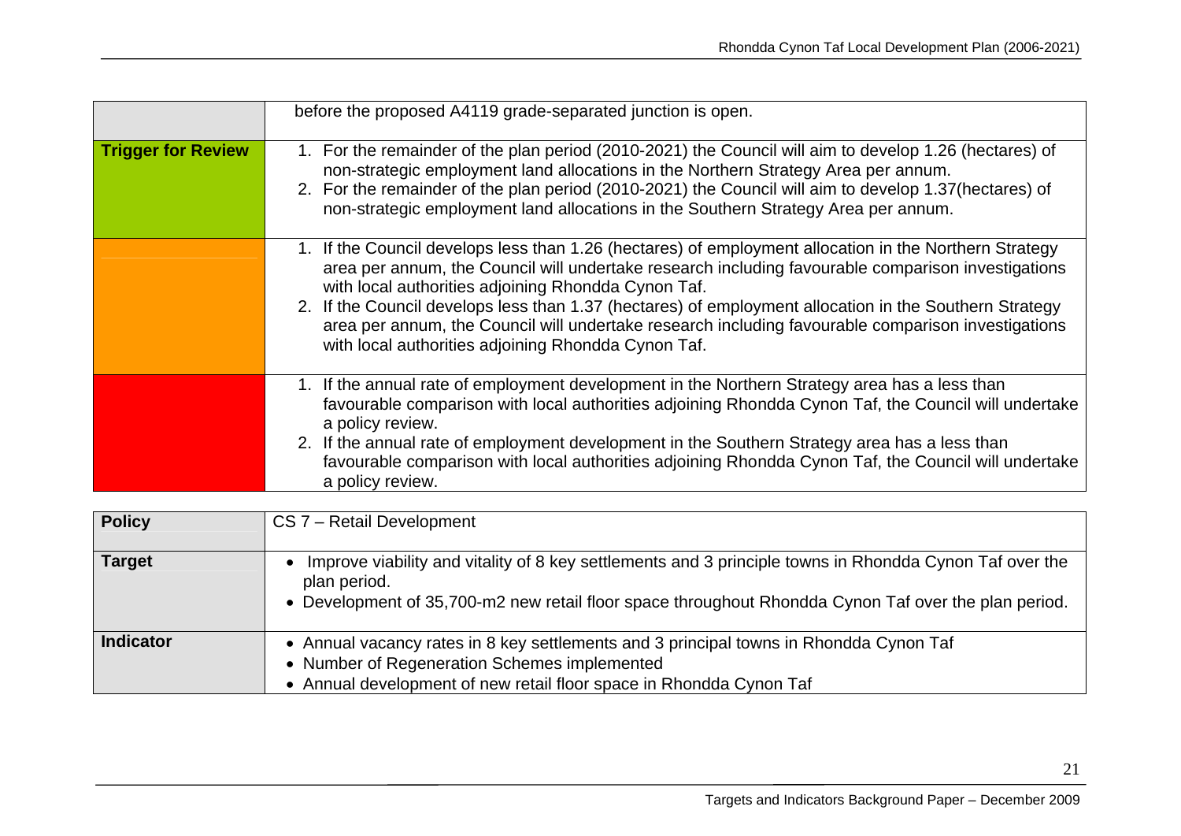| | |
|---|---|
| | before the proposed A4119 grade-separated junction is open. |
| **Trigger for Review** | 1. For the remainder of the plan period (2010-2021) the Council will aim to develop 1.26 (hectares) of non-strategic employment land allocations in the Northern Strategy Area per annum.<br>2. For the remainder of the plan period (2010-2021) the Council will aim to develop 1.37(hectares) of non-strategic employment land allocations in the Southern Strategy Area per annum. |
| | 1. If the Council develops less than 1.26 (hectares) of employment allocation in the Northern Strategy area per annum, the Council will undertake research including favourable comparison investigations with local authorities adjoining Rhondda Cynon Taf.<br>2. If the Council develops less than 1.37 (hectares) of employment allocation in the Southern Strategy area per annum, the Council will undertake research including favourable comparison investigations with local authorities adjoining Rhondda Cynon Taf. |
| | 1. If the annual rate of employment development in the Northern Strategy area has a less than favourable comparison with local authorities adjoining Rhondda Cynon Taf, the Council will undertake a policy review.<br>2. If the annual rate of employment development in the Southern Strategy area has a less than favourable comparison with local authorities adjoining Rhondda Cynon Taf, the Council will undertake a policy review. |

| **Policy** | CS 7 – Retail Development |
|---|---|
| **Target** | • Improve viability and vitality of 8 key settlements and 3 principle towns in Rhondda Cynon Taf over the plan period.<br>• Development of 35,700-m2 new retail floor space throughout Rhondda Cynon Taf over the plan period. |
| **Indicator** | • Annual vacancy rates in 8 key settlements and 3 principal towns in Rhondda Cynon Taf<br>• Number of Regeneration Schemes implemented<br>• Annual development of new retail floor space in Rhondda Cynon Taf |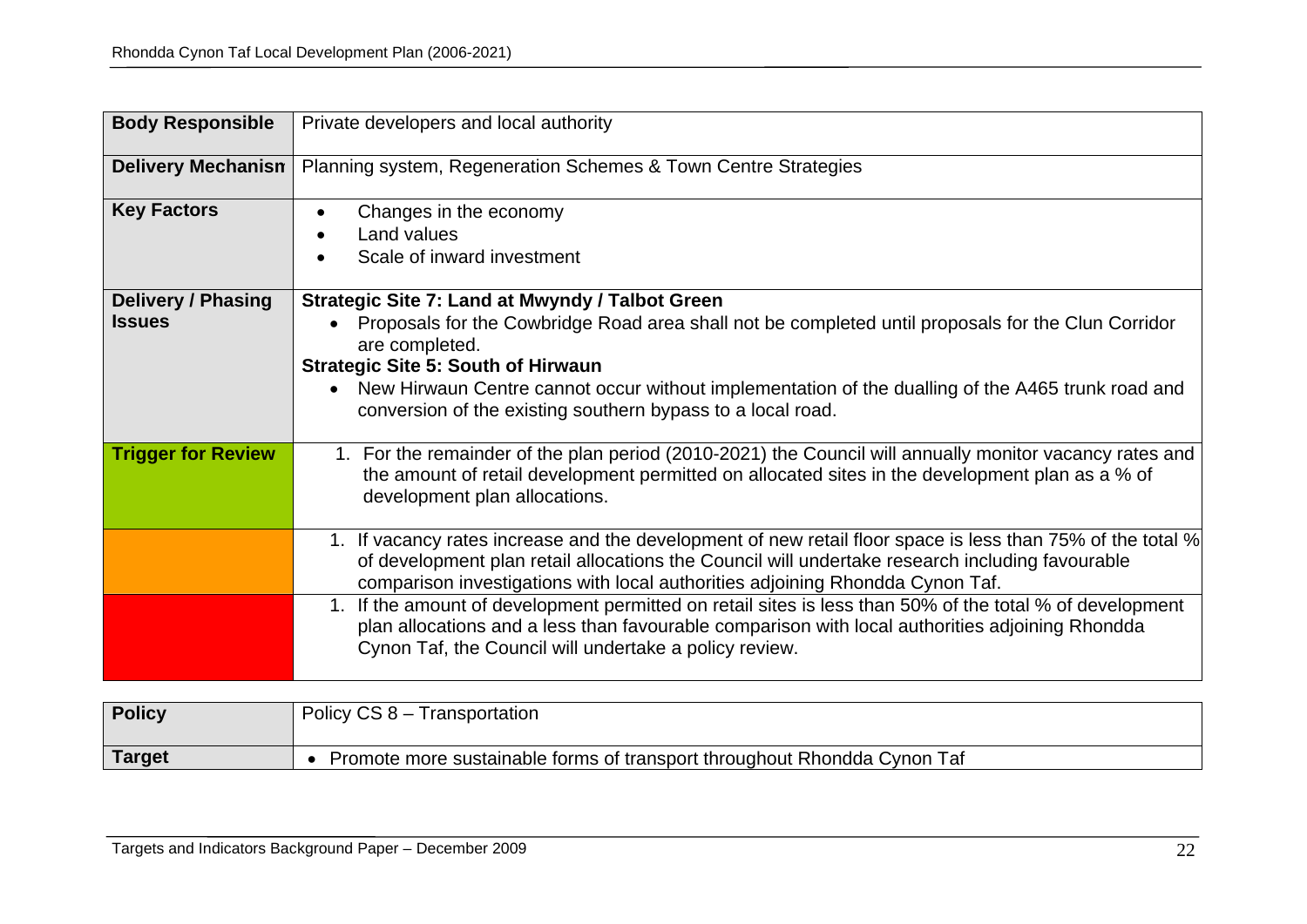| **Body Responsible** | Private developers and local authority |
| --- | --- |
| **Delivery Mechanism** | Planning system, Regeneration Schemes & Town Centre Strategies |
| **Key Factors** | • Changes in the economy<br>• Land values<br>• Scale of inward investment |
| **Delivery / Phasing Issues** | **Strategic Site 7: Land at Mwyndy / Talbot Green**<br>• Proposals for the Cowbridge Road area shall not be completed until proposals for the Clun Corridor are completed.<br>**Strategic Site 5: South of Hirwaun**<br>• New Hirwaun Centre cannot occur without implementation of the dualling of the A465 trunk road and conversion of the existing southern bypass to a local road. |
| **Trigger for Review** | 1. For the remainder of the plan period (2010-2021) the Council will annually monitor vacancy rates and the amount of retail development permitted on allocated sites in the development plan as a % of development plan allocations. |
| | 1. If vacancy rates increase and the development of new retail floor space is less than 75% of the total % of development plan retail allocations the Council will undertake research including favourable comparison investigations with local authorities adjoining Rhondda Cynon Taf. |
| | 1. If the amount of development permitted on retail sites is less than 50% of the total % of development plan allocations and a less than favourable comparison with local authorities adjoining Rhondda Cynon Taf, the Council will undertake a policy review. |

| **Policy** | Policy CS 8 – Transportation |
| --- | --- |
| **Target** | • Promote more sustainable forms of transport throughout Rhondda Cynon Taf |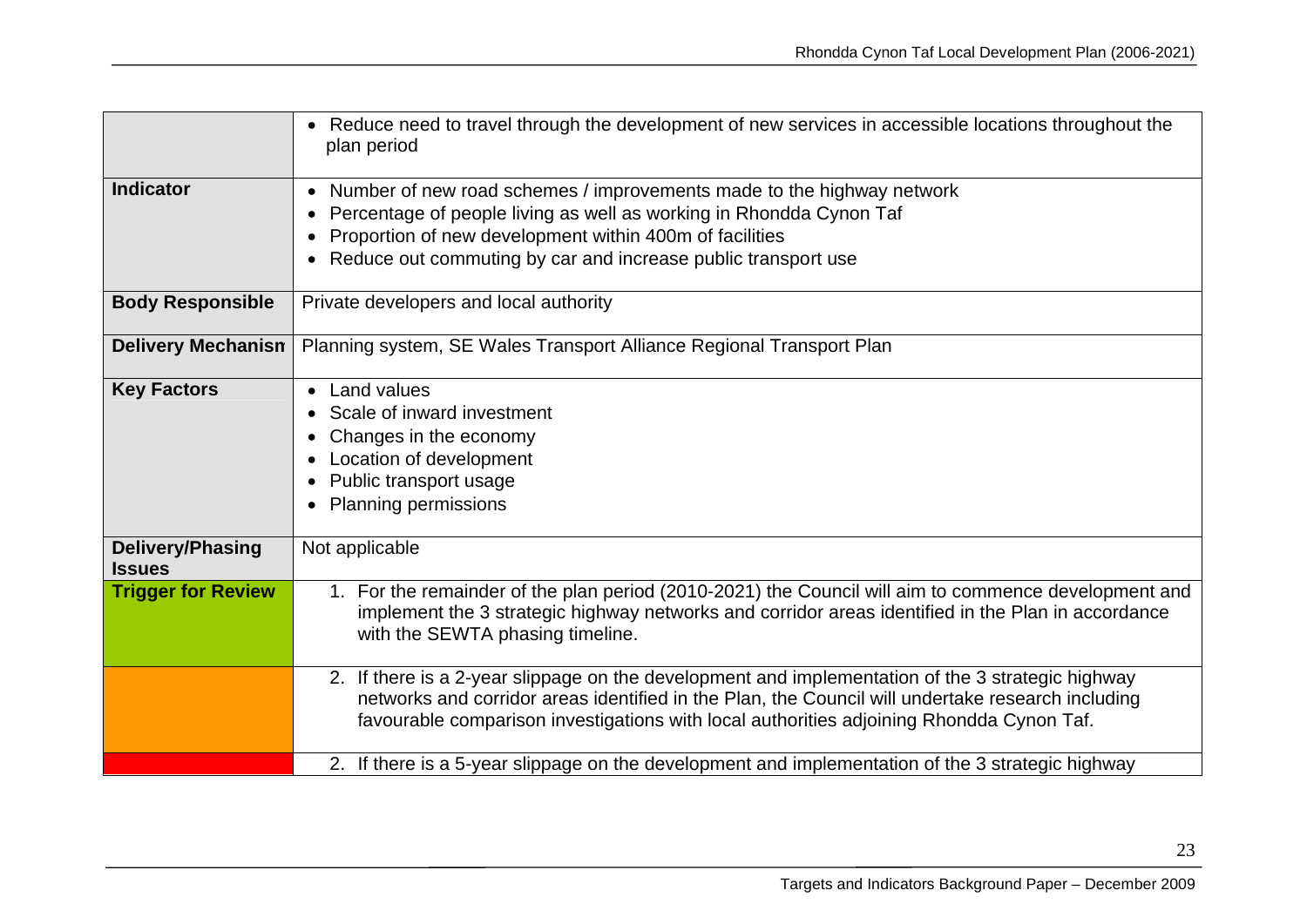| | |
|---|---|
| | • Reduce need to travel through the development of new services in accessible locations throughout the plan period |
| **Indicator** | • Number of new road schemes / improvements made to the highway network<br>• Percentage of people living as well as working in Rhondda Cynon Taf<br>• Proportion of new development within 400m of facilities<br>• Reduce out commuting by car and increase public transport use |
| **Body Responsible** | Private developers and local authority |
| **Delivery Mechanism** | Planning system, SE Wales Transport Alliance Regional Transport Plan |
| **Key Factors** | • Land values<br>• Scale of inward investment<br>• Changes in the economy<br>• Location of development<br>• Public transport usage<br>• Planning permissions |
| **Delivery/Phasing Issues** | Not applicable |
| **Trigger for Review** | 1. For the remainder of the plan period (2010-2021) the Council will aim to commence development and implement the 3 strategic highway networks and corridor areas identified in the Plan in accordance with the SEWTA phasing timeline. |
| | 2. If there is a 2-year slippage on the development and implementation of the 3 strategic highway networks and corridor areas identified in the Plan, the Council will undertake research including favourable comparison investigations with local authorities adjoining Rhondda Cynon Taf. |
| | 2. If there is a 5-year slippage on the development and implementation of the 3 strategic highway |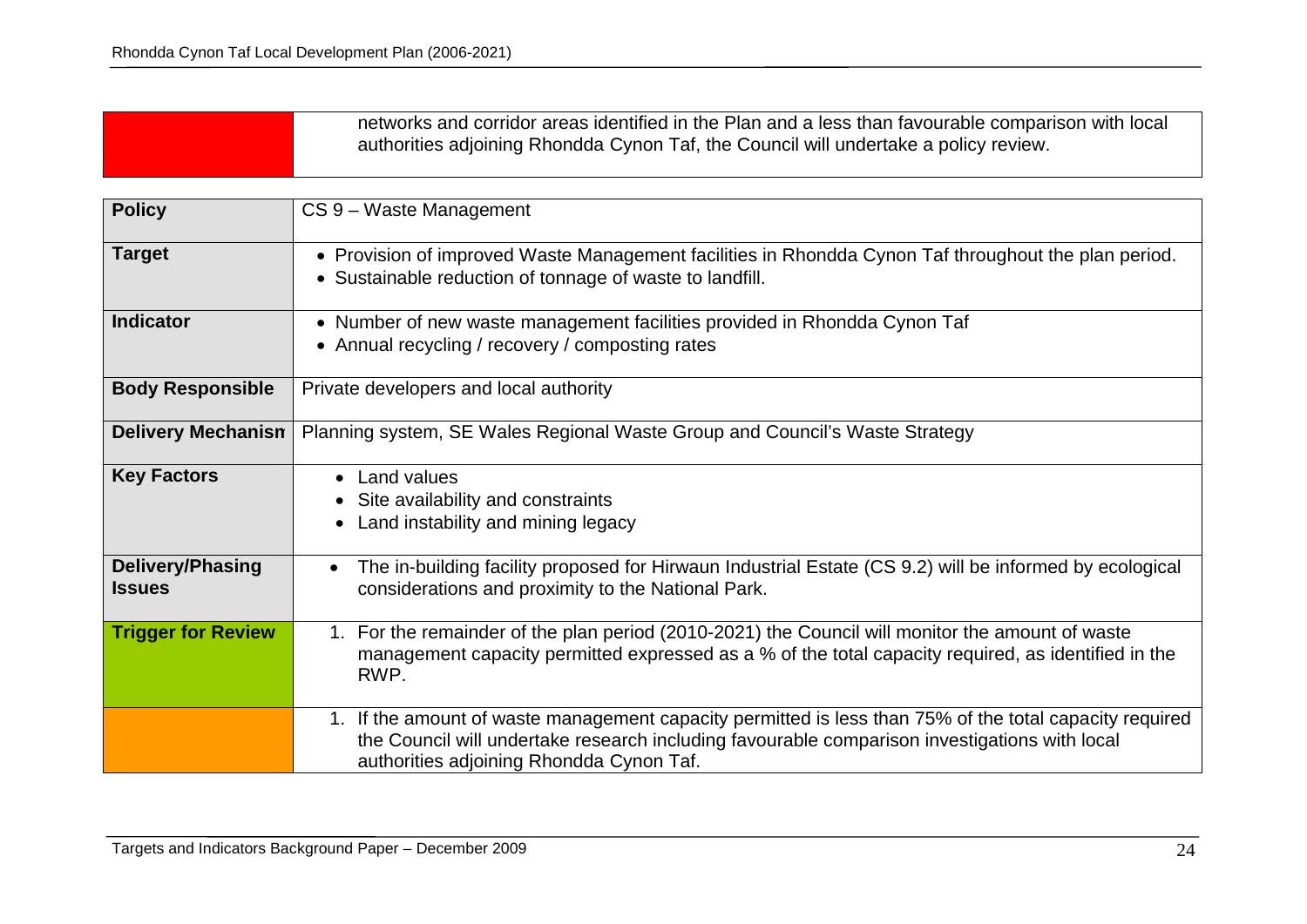| | |
|---|---|
| | networks and corridor areas identified in the Plan and a less than favourable comparison with local authorities adjoining Rhondda Cynon Taf, the Council will undertake a policy review. |

| **Policy** | CS 9 – Waste Management |
|---|---|
| **Target** | • Provision of improved Waste Management facilities in Rhondda Cynon Taf throughout the plan period.<br>• Sustainable reduction of tonnage of waste to landfill. |
| **Indicator** | • Number of new waste management facilities provided in Rhondda Cynon Taf<br>• Annual recycling / recovery / composting rates |
| **Body Responsible** | Private developers and local authority |
| **Delivery Mechanism** | Planning system, SE Wales Regional Waste Group and Council's Waste Strategy |
| **Key Factors** | • Land values<br>• Site availability and constraints<br>• Land instability and mining legacy |
| **Delivery/Phasing Issues** | • The in-building facility proposed for Hirwaun Industrial Estate (CS 9.2) will be informed by ecological considerations and proximity to the National Park. |
| **Trigger for Review** | 1. For the remainder of the plan period (2010-2021) the Council will monitor the amount of waste management capacity permitted expressed as a % of the total capacity required, as identified in the RWP. |
| | 1. If the amount of waste management capacity permitted is less than 75% of the total capacity required the Council will undertake research including favourable comparison investigations with local authorities adjoining Rhondda Cynon Taf. |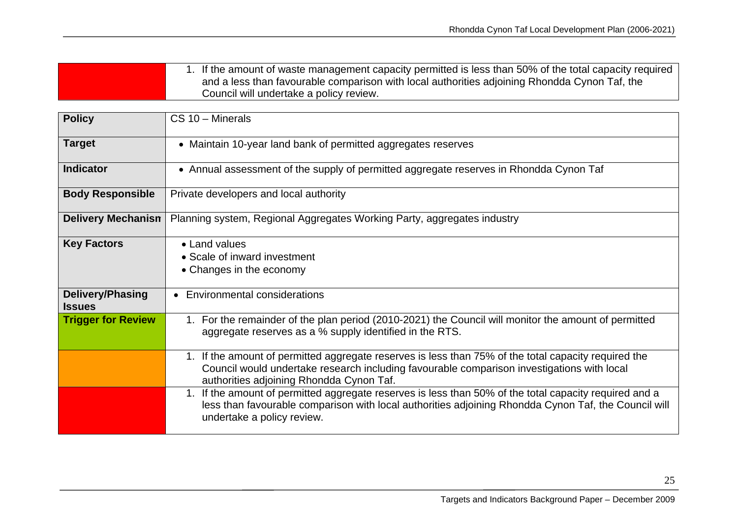| | |
|---|---|
| | 1. If the amount of waste management capacity permitted is less than 50% of the total capacity required and a less than favourable comparison with local authorities adjoining Rhondda Cynon Taf, the Council will undertake a policy review. |

| | |
|---|---|
| **Policy** | CS 10 – Minerals |
| **Target** | • Maintain 10-year land bank of permitted aggregates reserves |
| **Indicator** | • Annual assessment of the supply of permitted aggregate reserves in Rhondda Cynon Taf |
| **Body Responsible** | Private developers and local authority |
| **Delivery Mechanism** | Planning system, Regional Aggregates Working Party, aggregates industry |
| **Key Factors** | • Land values<br>• Scale of inward investment<br>• Changes in the economy |
| **Delivery/Phasing Issues** | • Environmental considerations |
| **Trigger for Review** | 1. For the remainder of the plan period (2010-2021) the Council will monitor the amount of permitted aggregate reserves as a % supply identified in the RTS. |
| | 1. If the amount of permitted aggregate reserves is less than 75% of the total capacity required the Council would undertake research including favourable comparison investigations with local authorities adjoining Rhondda Cynon Taf. |
| | 1. If the amount of permitted aggregate reserves is less than 50% of the total capacity required and a less than favourable comparison with local authorities adjoining Rhondda Cynon Taf, the Council will undertake a policy review. |